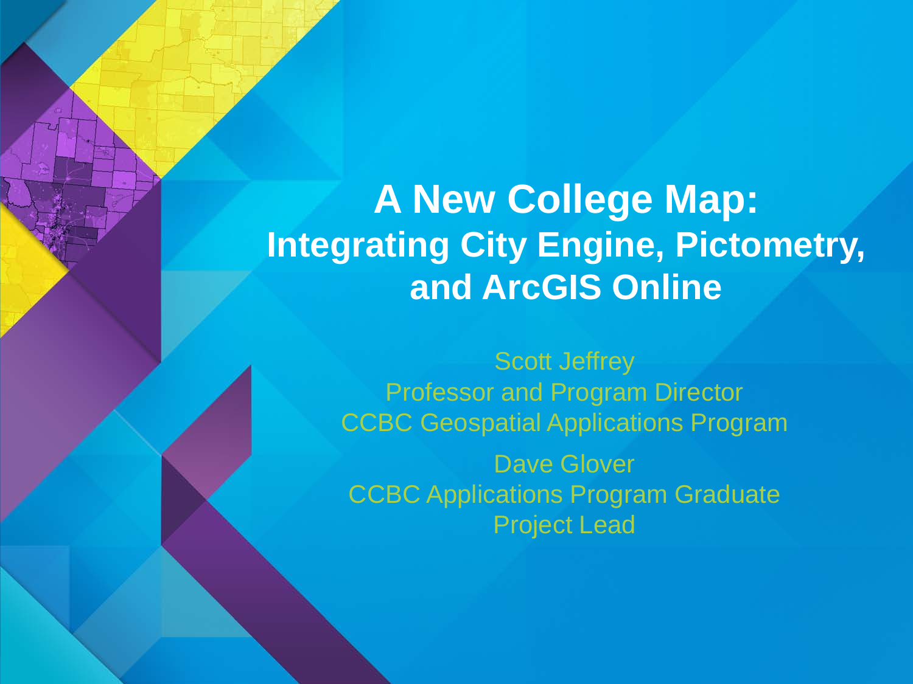# A New College Map:
## Integrating City Engine, Pictometry, and ArcGIS Online

Scott Jeffrey
Professor and Program Director
CCBC Geospatial Applications Program

Dave Glover
CCBC Applications Program Graduate
Project Lead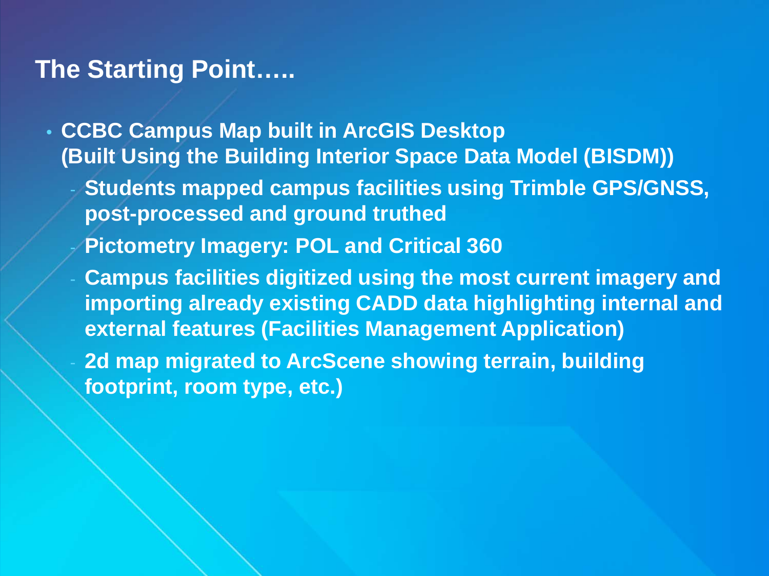# The Starting Point…..

- **CCBC Campus Map built in ArcGIS Desktop (Built Using the Building Interior Space Data Model (BISDM))**
  - **Students mapped campus facilities using Trimble GPS/GNSS, post-processed and ground truthed**
  - **Pictometry Imagery: POL and Critical 360**
  - **Campus facilities digitized using the most current imagery and importing already existing CADD data highlighting internal and external features (Facilities Management Application)**
  - **2d map migrated to ArcScene showing terrain, building footprint, room type, etc.)**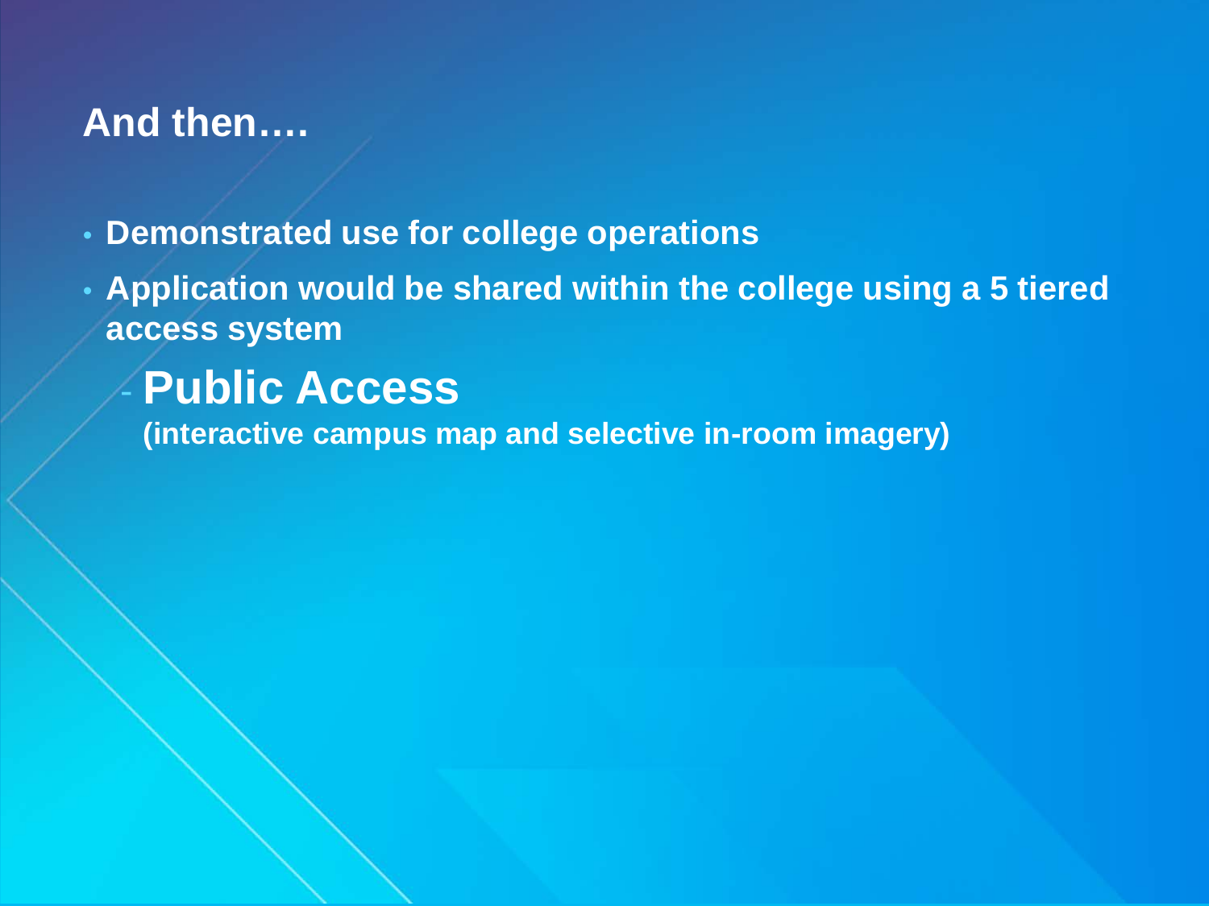## And then….

- **Demonstrated use for college operations**
- **Application would be shared within the college using a 5 tiered access system**
  - **Public Access**
    **(interactive campus map and selective in-room imagery)**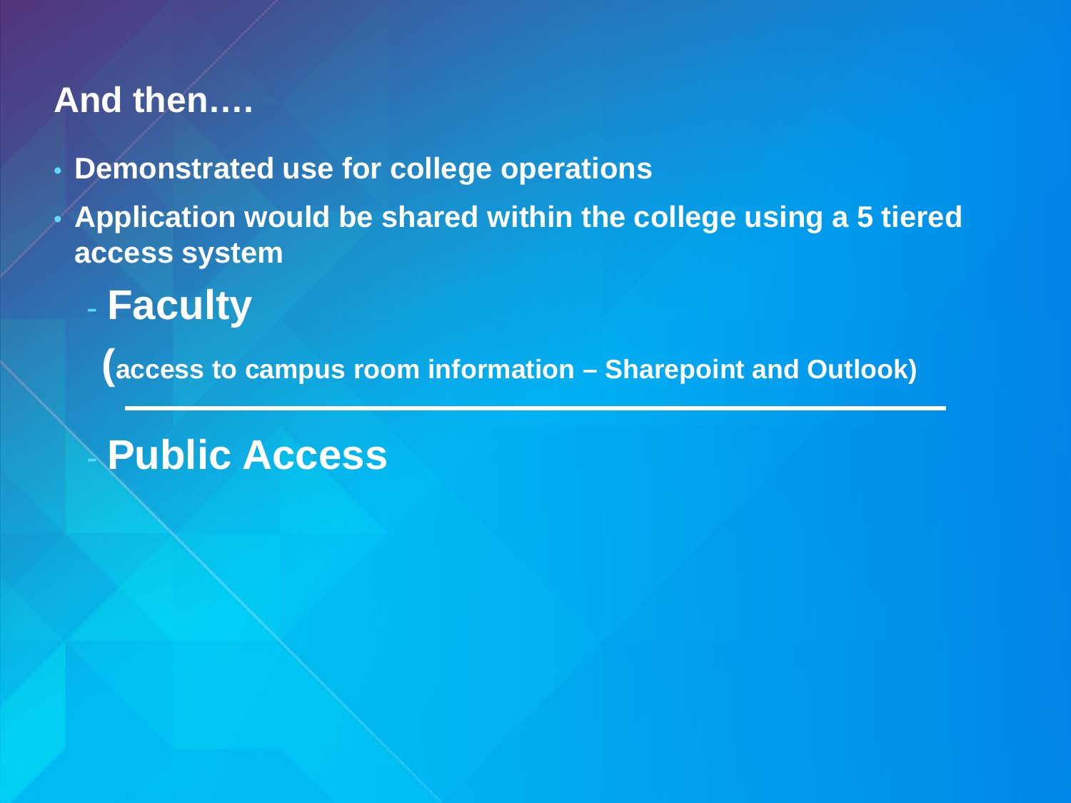## And then….

- Demonstrated use for college operations
- Application would be shared within the college using a 5 tiered access system
  - **Faculty**

    (access to campus room information – Sharepoint and Outlook)

---

  - **Public Access**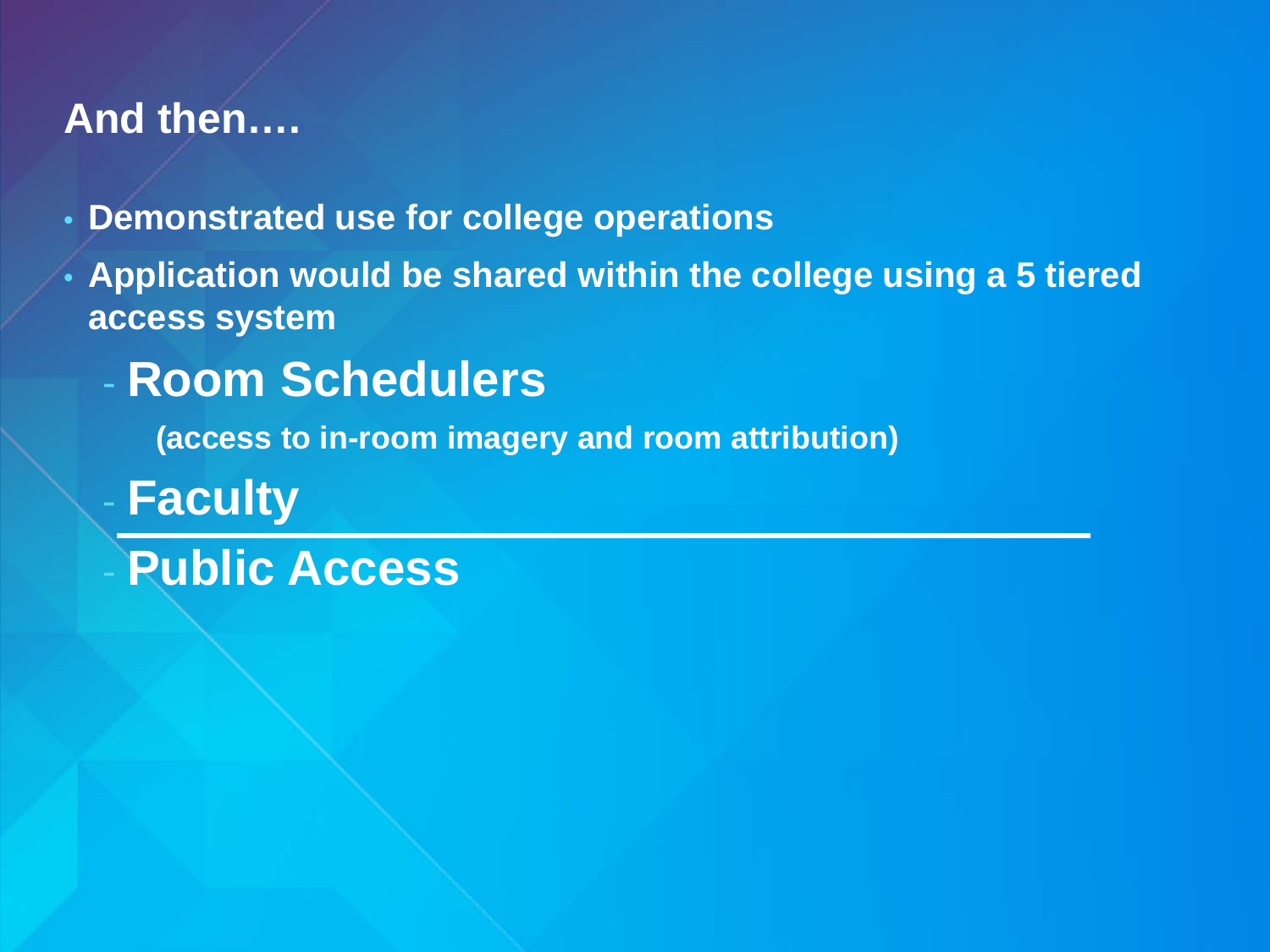## And then….

- Demonstrated use for college operations
- Application would be shared within the college using a 5 tiered access system
  - **Room Schedulers**

    (access to in-room imagery and room attribution)
  - **Faculty**

---

  - **Public Access**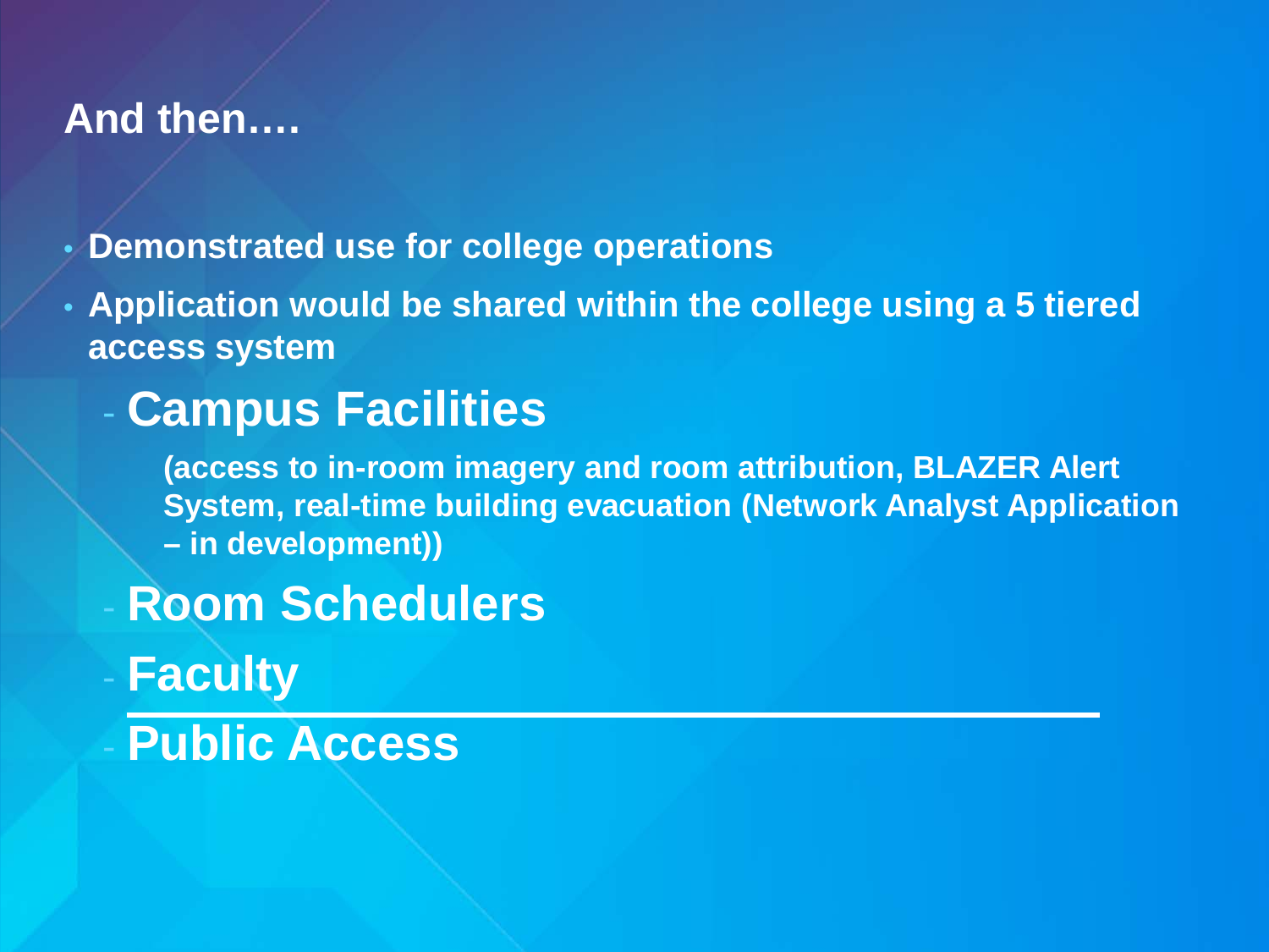## And then….

- **Demonstrated use for college operations**
- **Application would be shared within the college using a 5 tiered access system**
  - **Campus Facilities**

    **(access to in-room imagery and room attribution, BLAZER Alert System, real-time building evacuation (Network Analyst Application – in development))**
  - **Room Schedulers**
  - **Faculty**

    ---
  - **Public Access**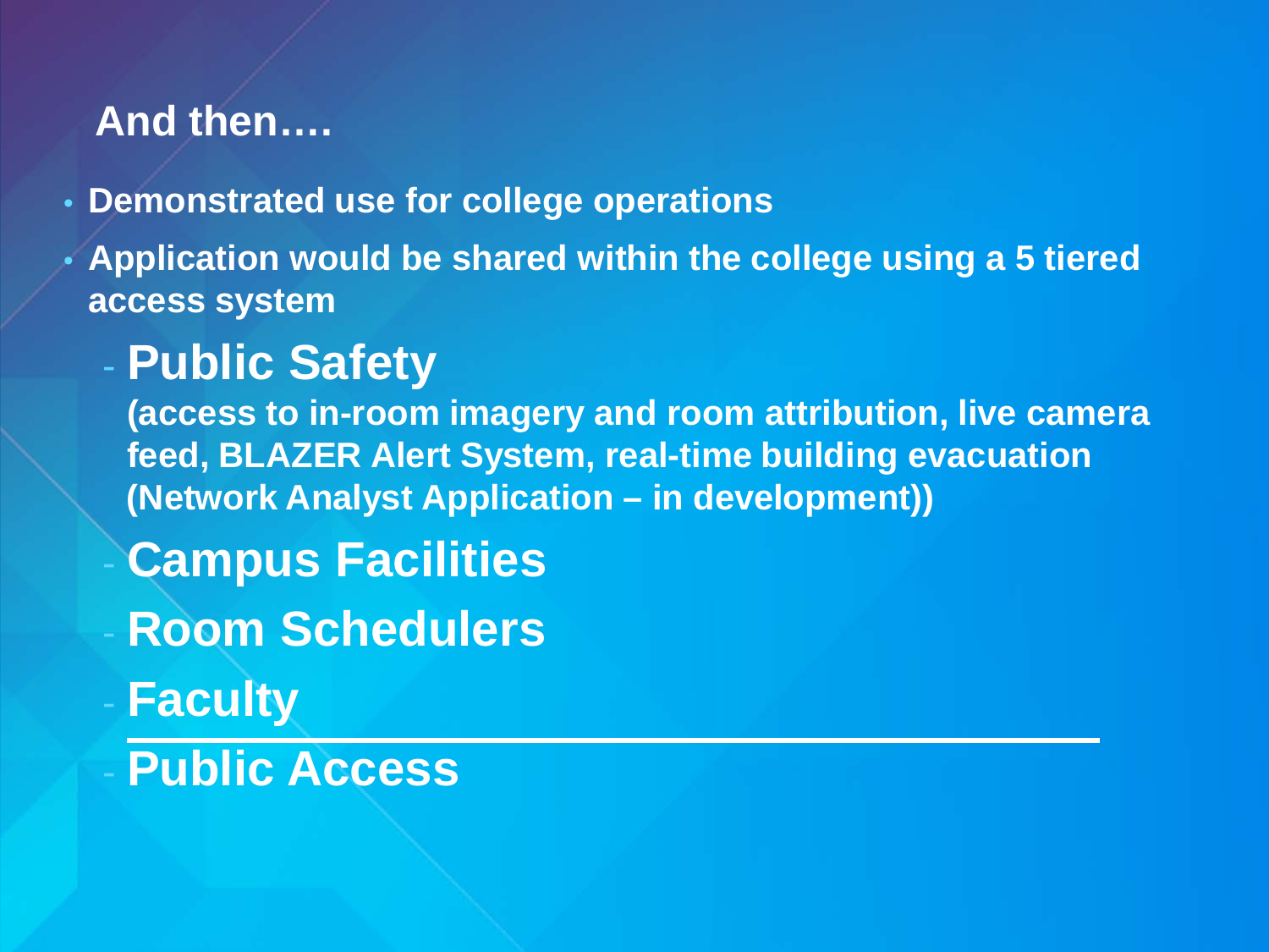## And then….

- Demonstrated use for college operations
- Application would be shared within the college using a 5 tiered access system
  - **Public Safety**
    (access to in-room imagery and room attribution, live camera feed, BLAZER Alert System, real-time building evacuation (Network Analyst Application – in development))
  - **Campus Facilities**
  - **Room Schedulers**
  - **Faculty**

  ---

  - **Public Access**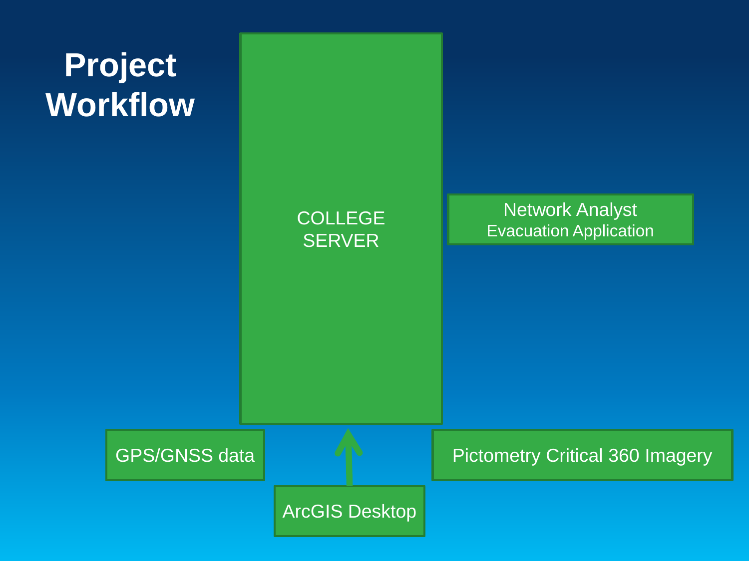# Project Workflow

COLLEGE SERVER

Network Analyst
Evacuation Application

GPS/GNSS data

ArcGIS Desktop

Pictometry Critical 360 Imagery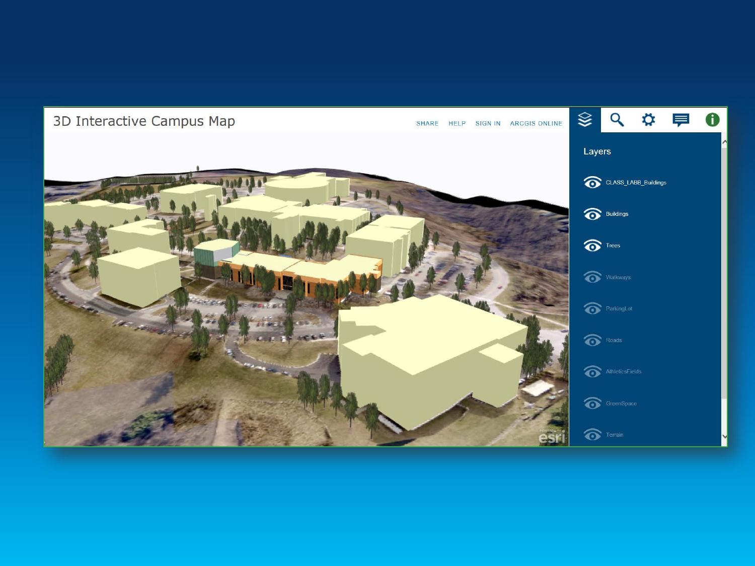3D Interactive Campus Map

SHARE HELP SIGN IN ARCGIS ONLINE

Layers

- CLASS_LABB_Buildings
- Buildings
- Trees
- Walkways
- ParkingLot
- Roads
- AthleticsFields
- GreenSpace
- Terrain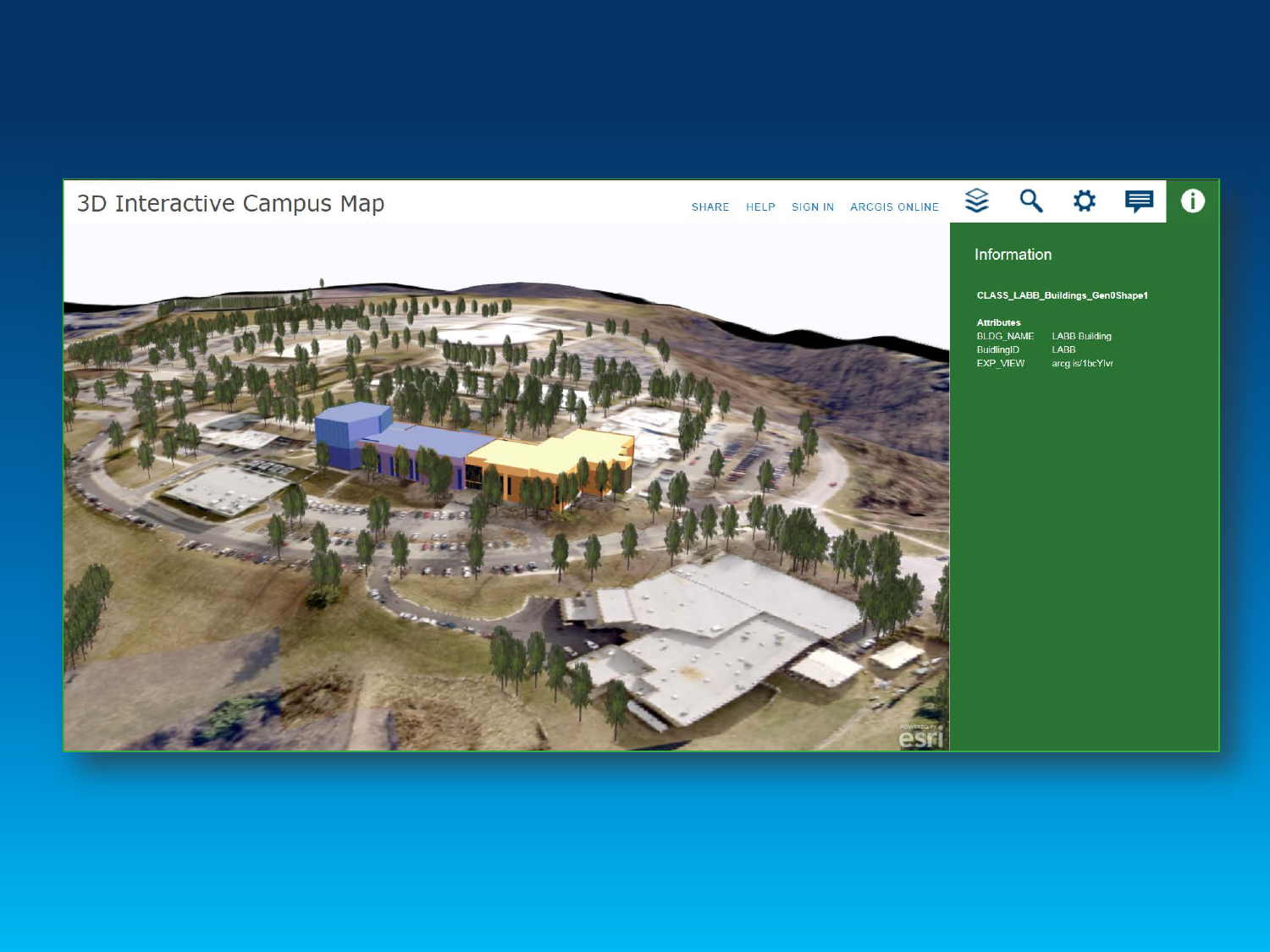3D Interactive Campus Map

SHARE HELP SIGN IN ARCGIS ONLINE

Information

**CLASS_LABB_Buildings_Gen0Shape1**

**Attributes**

| | |
|---|---|
| BLDG_NAME | LABB Building |
| BuidlingID | LABB |
| EXP_VIEW | arcg.is/1bcYlvr |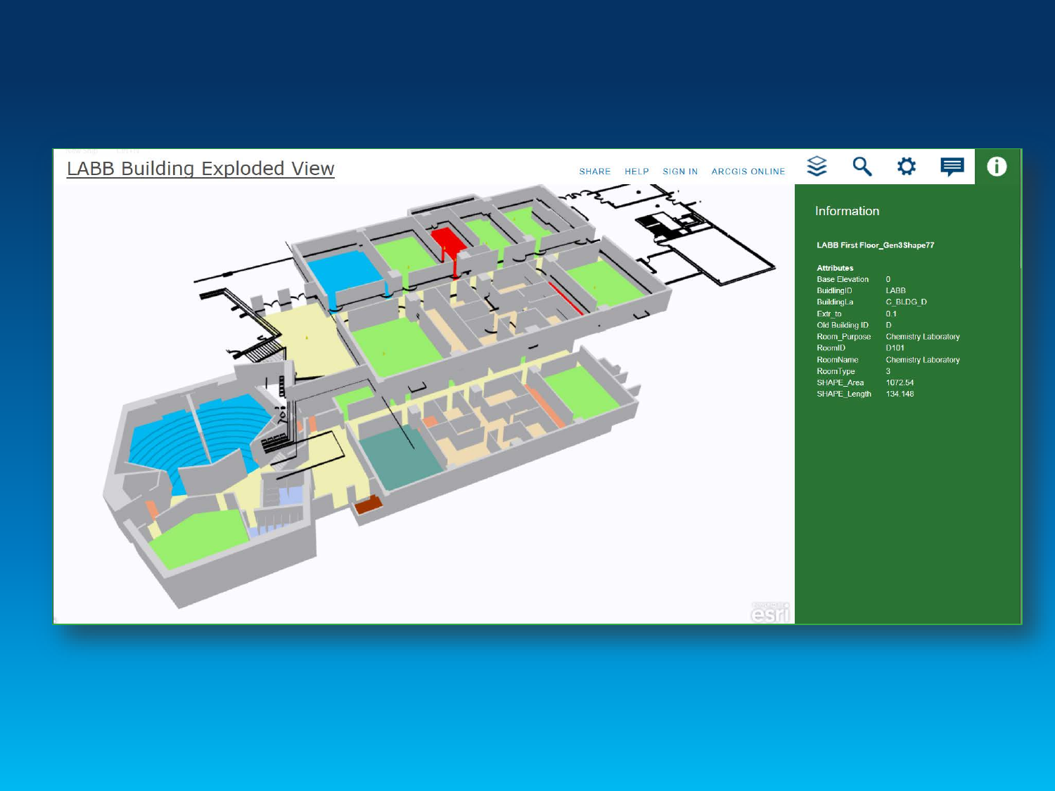# LABB Building Exploded View

SHARE HELP SIGN IN ARCGIS ONLINE

Information

**LABB First Floor_Gen3Shape77**

**Attributes**

| | |
|---|---|
| Base Elevation | 0 |
| BuidlingID | LABB |
| BuildingLa | C_BLDG_D |
| Extr_to | 0.1 |
| Old Building ID | D |
| Room_Purpose | Chemistry Laboratory |
| RoomID | D101 |
| RoomName | Chemistry Laboratory |
| RoomType | 3 |
| SHAPE_Area | 1072.54 |
| SHAPE_Length | 134.148 |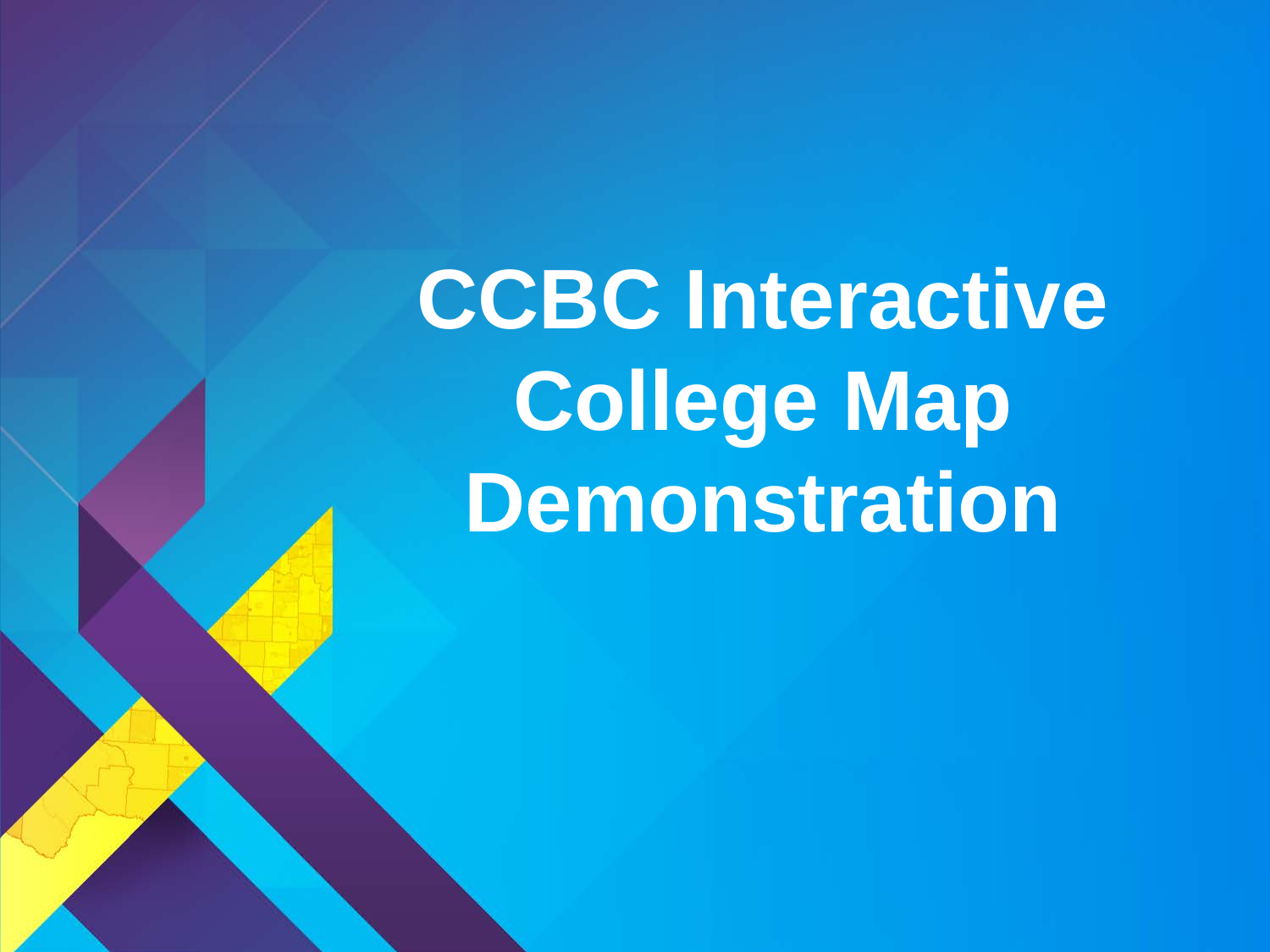# CCBC Interactive College Map Demonstration